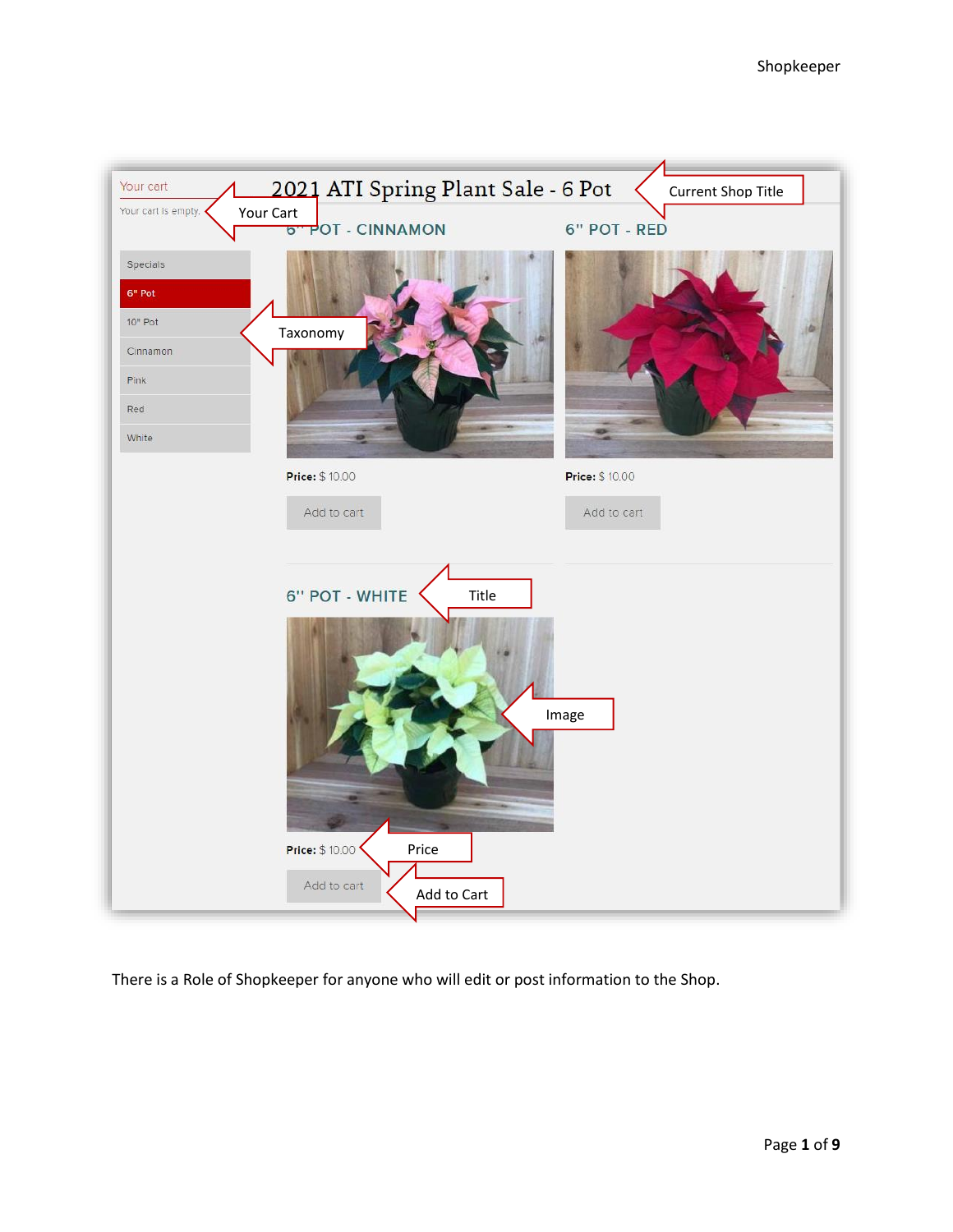There is a Role of Shopkeeper for anyone who will edit or post information to the Shop.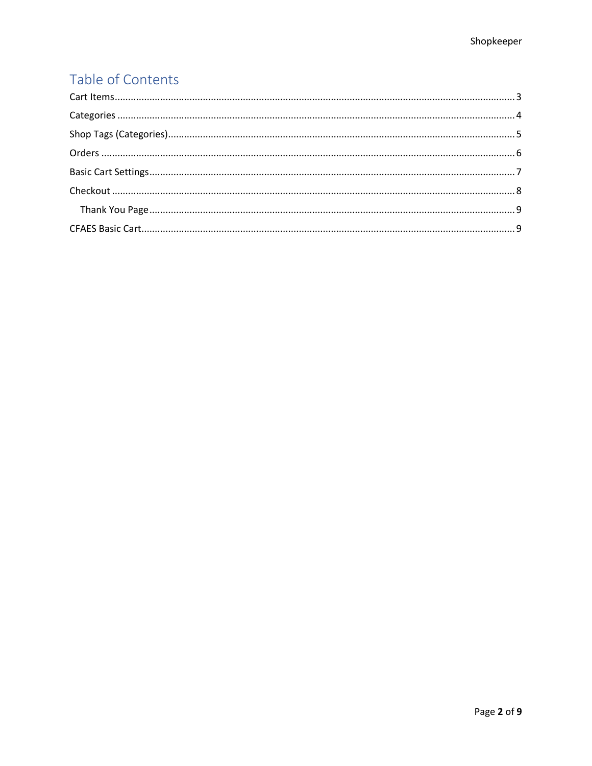# Table of Contents

- Cart Items ... 3
- Categories ... 4
- Shop Tags (Categories) ... 5
- Orders ... 6
- Basic Cart Settings ... 7
- Checkout ... 8
  - Thank You Page ... 9
- CFAES Basic Cart ... 9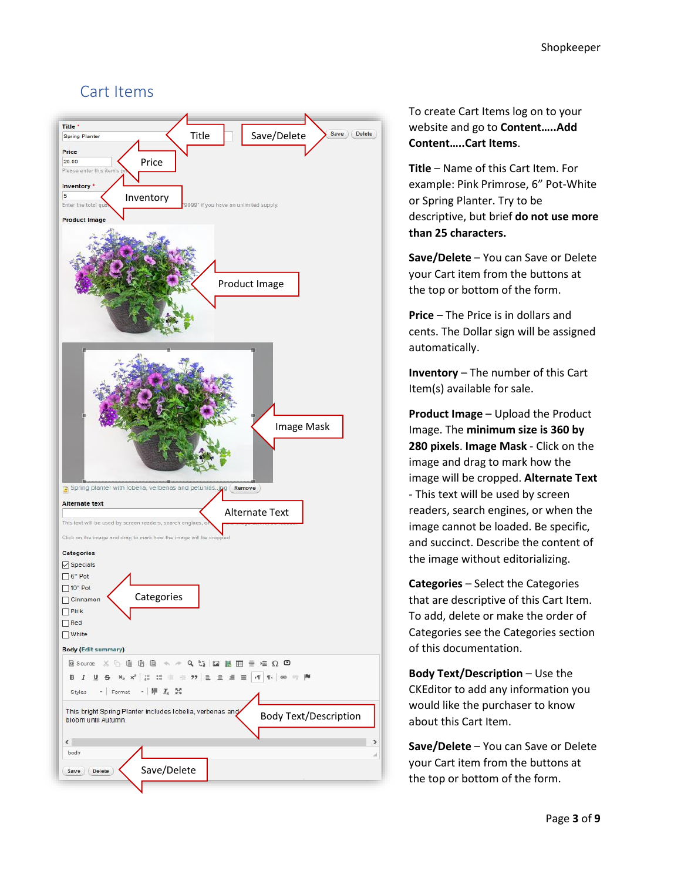# Cart Items

To create Cart Items log on to your website and go to **Content…..Add Content…..Cart Items**.

**Title** – Name of this Cart Item. For example: Pink Primrose, 6" Pot-White or Spring Planter. Try to be descriptive, but brief **do not use more than 25 characters.**

**Save/Delete** – You can Save or Delete your Cart item from the buttons at the top or bottom of the form.

**Price** – The Price is in dollars and cents. The Dollar sign will be assigned automatically.

**Inventory** – The number of this Cart Item(s) available for sale.

**Product Image** – Upload the Product Image. The **minimum size is 360 by 280 pixels**. **Image Mask** - Click on the image and drag to mark how the image will be cropped. **Alternate Text** - This text will be used by screen readers, search engines, or when the image cannot be loaded. Be specific, and succinct. Describe the content of the image without editorializing.

**Categories** – Select the Categories that are descriptive of this Cart Item. To add, delete or make the order of Categories see the Categories section of this documentation.

**Body Text/Description** – Use the CKEditor to add any information you would like the purchaser to know about this Cart Item.

**Save/Delete** – You can Save or Delete your Cart item from the buttons at the top or bottom of the form.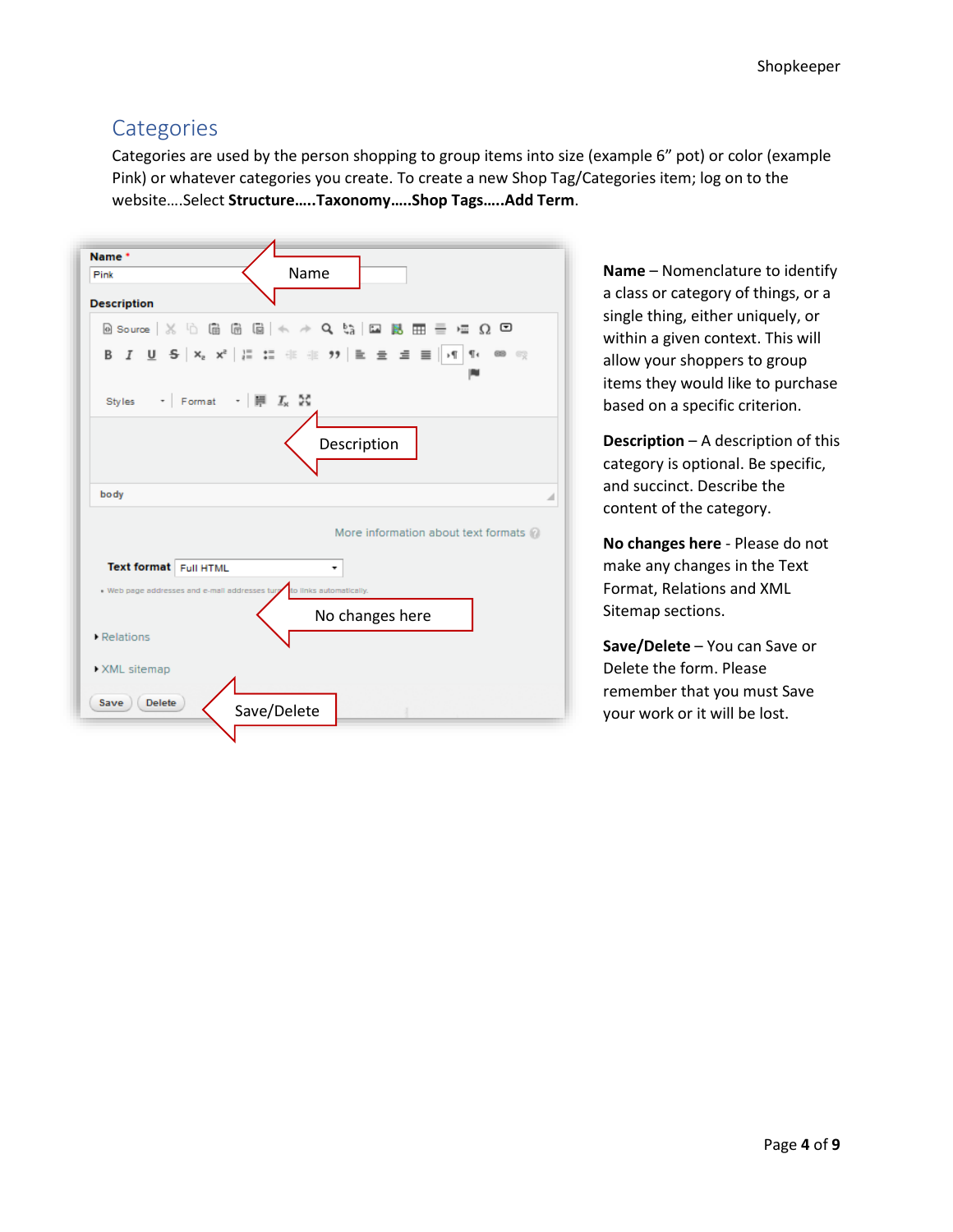## Categories

Categories are used by the person shopping to group items into size (example 6" pot) or color (example Pink) or whatever categories you create. To create a new Shop Tag/Categories item; log on to the website….Select **Structure…..Taxonomy…..Shop Tags…..Add Term**.

**Name** – Nomenclature to identify a class or category of things, or a single thing, either uniquely, or within a given context. This will allow your shoppers to group items they would like to purchase based on a specific criterion.

**Description** – A description of this category is optional. Be specific, and succinct. Describe the content of the category.

**No changes here** - Please do not make any changes in the Text Format, Relations and XML Sitemap sections.

**Save/Delete** – You can Save or Delete the form. Please remember that you must Save your work or it will be lost.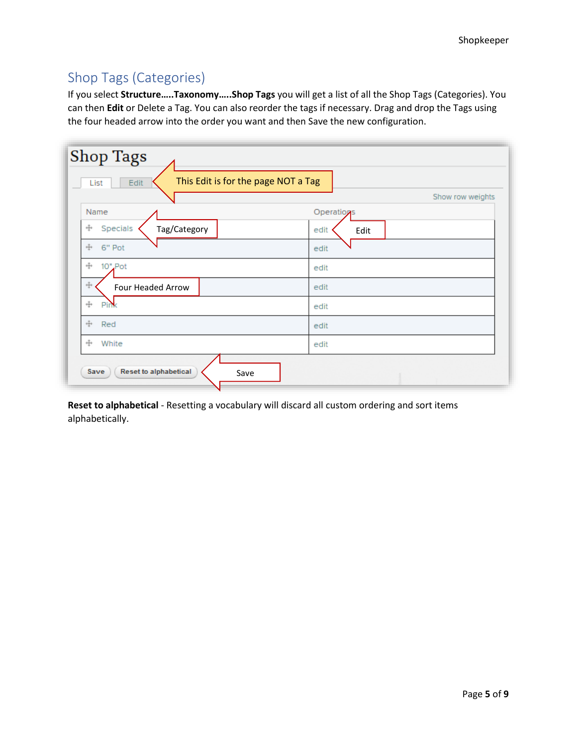## Shop Tags (Categories)

If you select **Structure…..Taxonomy…..Shop Tags** you will get a list of all the Shop Tags (Categories). You can then **Edit** or Delete a Tag. You can also reorder the tags if necessary. Drag and drop the Tags using the four headed arrow into the order you want and then Save the new configuration.

**Shop Tags**

List | Edit — This Edit is for the page NOT a Tag

Show row weights

| Name | Operations |
| --- | --- |
| Specials | edit |
| 6" Pot | edit |
| 10" Pot | edit |
|  | edit |
| Pink | edit |
| Red | edit |
| White | edit |

Callouts: Tag/Category (points to Specials); Edit (points to edit); Four Headed Arrow (points to the drag handle); Save (points to the Save button).

Save | Reset to alphabetical

**Reset to alphabetical** - Resetting a vocabulary will discard all custom ordering and sort items alphabetically.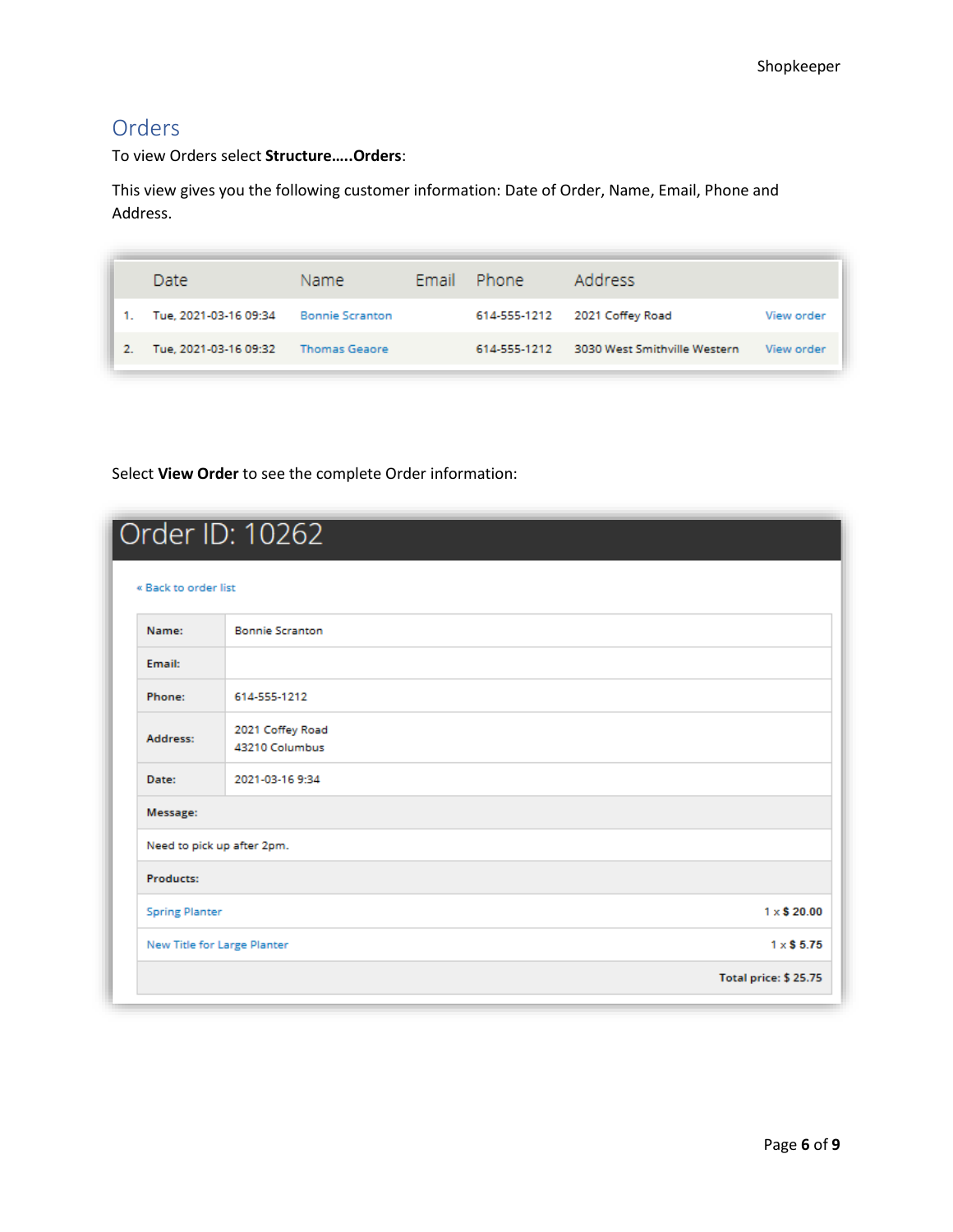## Orders

To view Orders select **Structure…..Orders**:

This view gives you the following customer information: Date of Order, Name, Email, Phone and Address.

| | Date | Name | Email | Phone | Address | |
|---|---|---|---|---|---|---|
| 1. | Tue, 2021-03-16 09:34 | Bonnie Scranton | | 614-555-1212 | 2021 Coffey Road | View order |
| 2. | Tue, 2021-03-16 09:32 | Thomas Geaore | | 614-555-1212 | 3030 West Smithville Western | View order |

Select **View Order** to see the complete Order information:

# Order ID: 10262

« Back to order list

| | |
|---|---|
| **Name:** | Bonnie Scranton |
| **Email:** | |
| **Phone:** | 614-555-1212 |
| **Address:** | 2021 Coffey Road<br>43210 Columbus |
| **Date:** | 2021-03-16 9:34 |
| **Message:** | |
| Need to pick up after 2pm. | |
| **Products:** | |
| Spring Planter | 1 x **$ 20.00** |
| New Title for Large Planter | 1 x **$ 5.75** |
| | **Total price: $ 25.75** |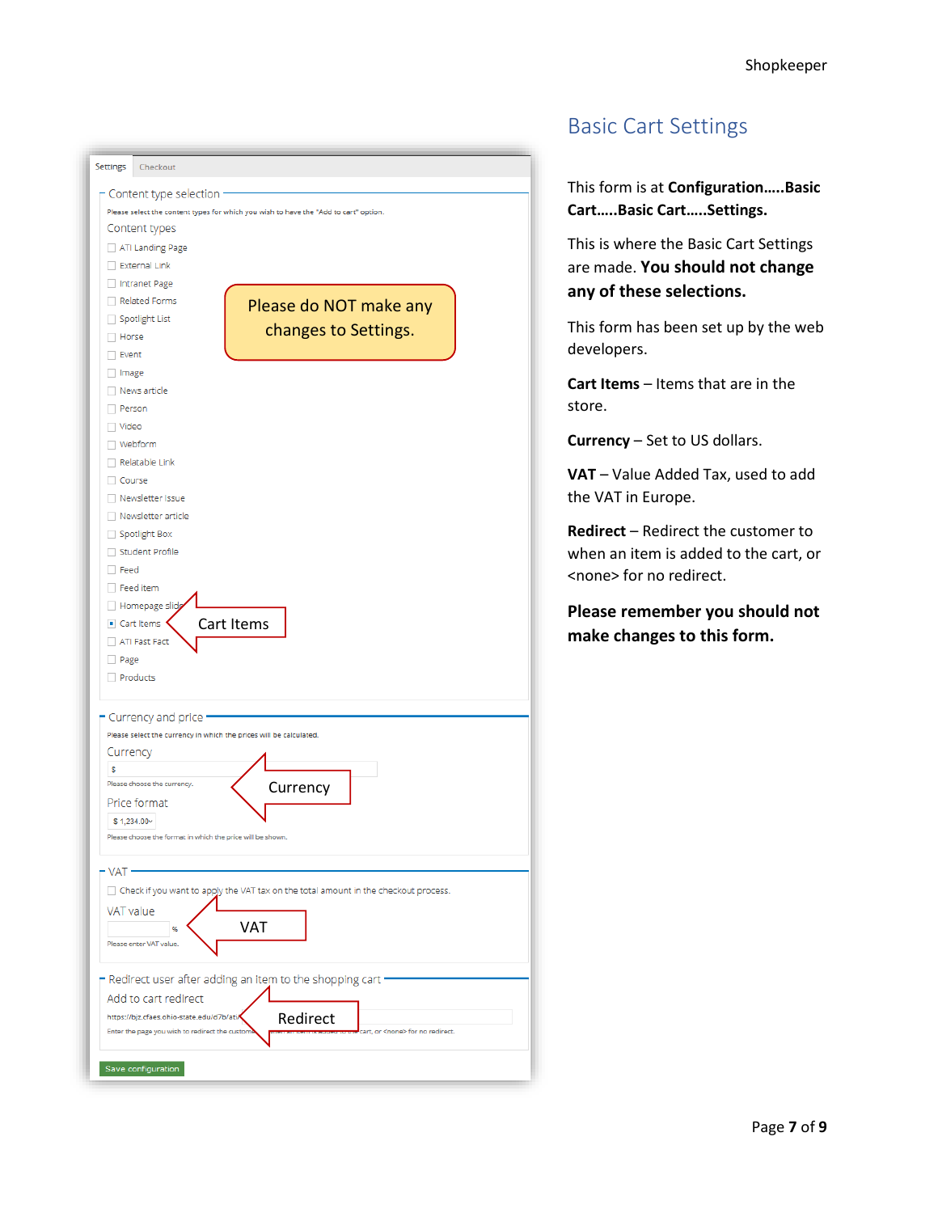## Basic Cart Settings

This form is at **Configuration.....Basic Cart.....Basic Cart.....Settings.**

This is where the Basic Cart Settings are made. **You should not change any of these selections.**

This form has been set up by the web developers.

**Cart Items** – Items that are in the store.

**Currency** – Set to US dollars.

**VAT** – Value Added Tax, used to add the VAT in Europe.

**Redirect** – Redirect the customer to when an item is added to the cart, or <none> for no redirect.

**Please remember you should not make changes to this form.**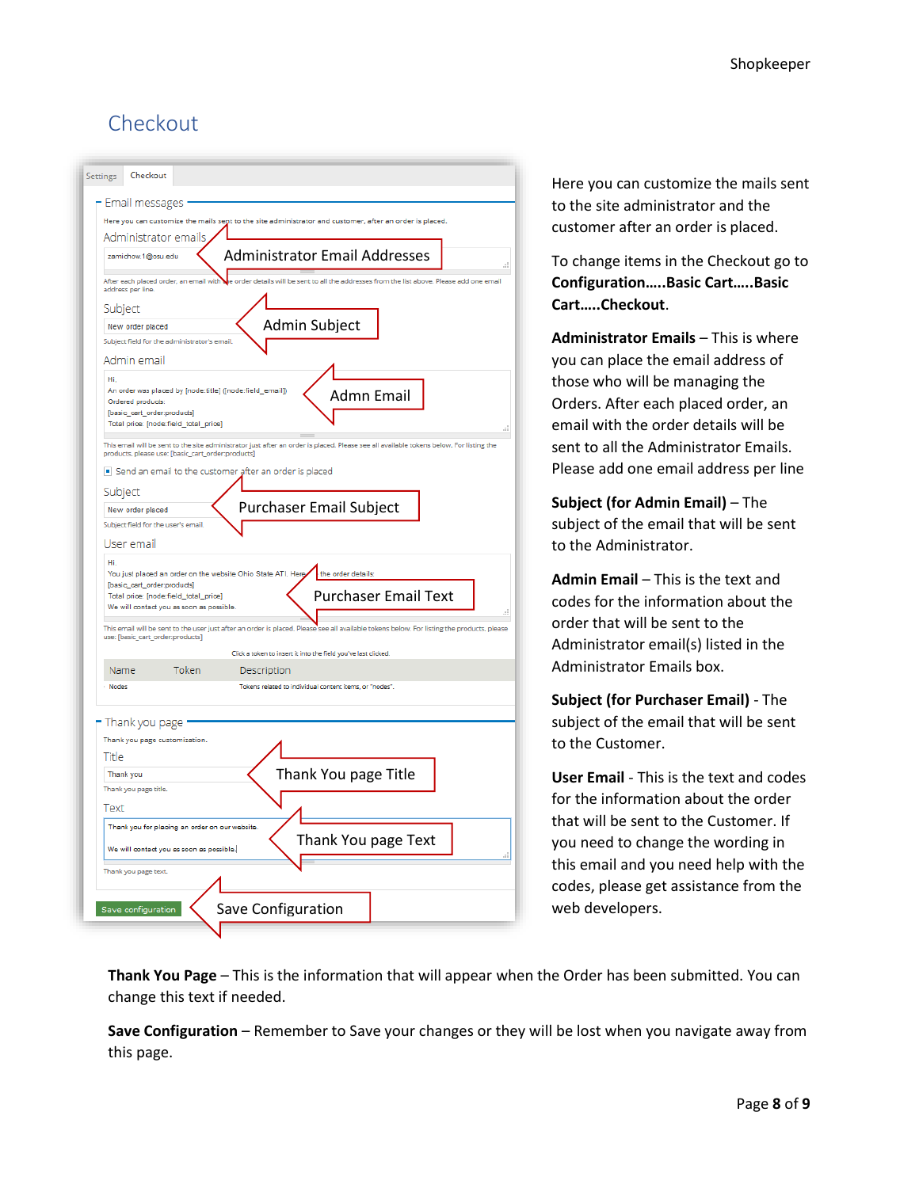# Checkout

Here you can customize the mails sent to the site administrator and the customer after an order is placed.

To change items in the Checkout go to **Configuration…..Basic Cart…..Basic Cart…..Checkout**.

**Administrator Emails** – This is where you can place the email address of those who will be managing the Orders. After each placed order, an email with the order details will be sent to all the Administrator Emails. Please add one email address per line

**Subject (for Admin Email)** – The subject of the email that will be sent to the Administrator.

**Admin Email** – This is the text and codes for the information about the order that will be sent to the Administrator email(s) listed in the Administrator Emails box.

**Subject (for Purchaser Email)** - The subject of the email that will be sent to the Customer.

**User Email** - This is the text and codes for the information about the order that will be sent to the Customer. If you need to change the wording in this email and you need help with the codes, please get assistance from the web developers.

**Thank You Page** – This is the information that will appear when the Order has been submitted. You can change this text if needed.

**Save Configuration** – Remember to Save your changes or they will be lost when you navigate away from this page.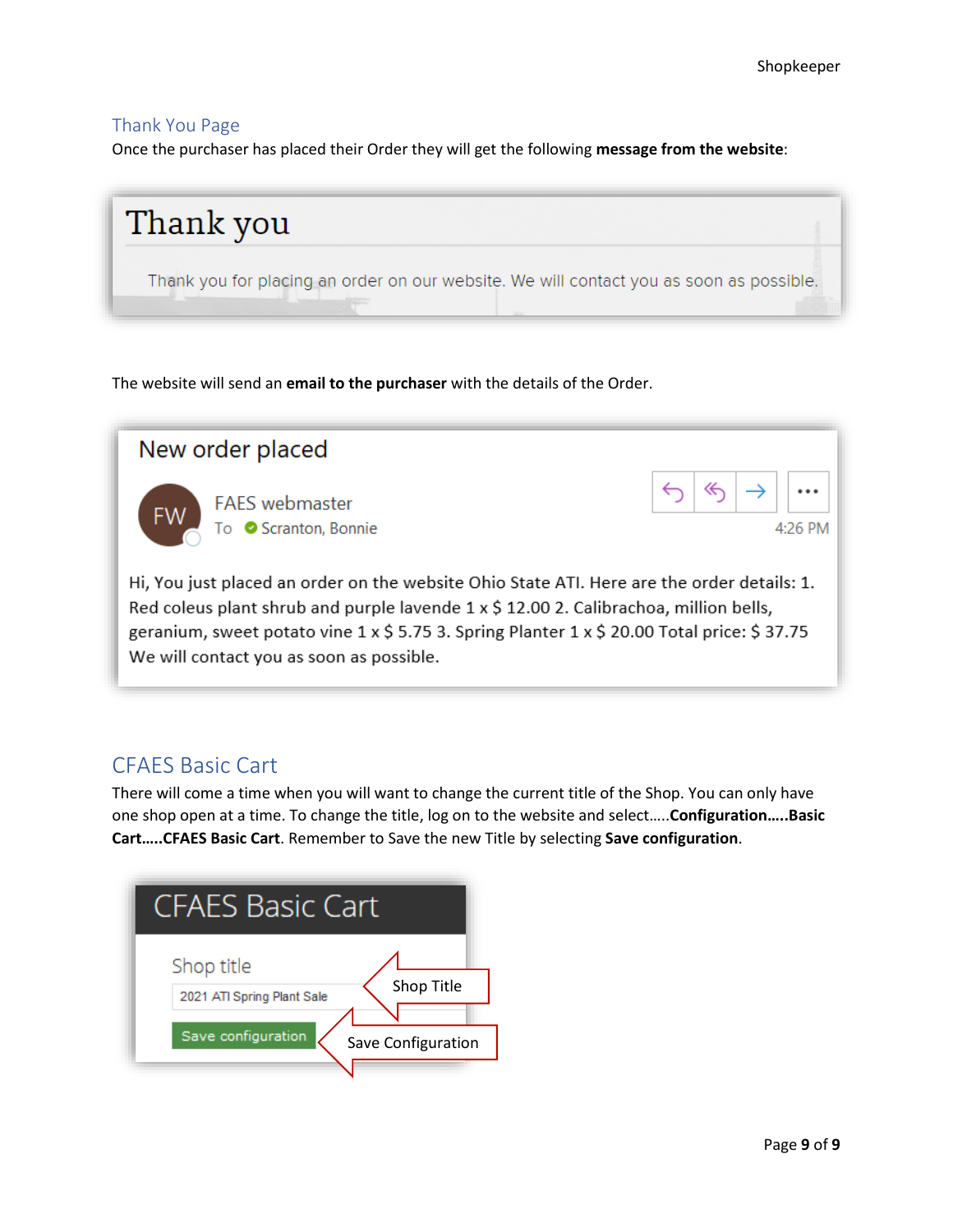## Thank You Page

Once the purchaser has placed their Order they will get the following **message from the website**:

Thank you

Thank you for placing an order on our website. We will contact you as soon as possible.

The website will send an **email to the purchaser** with the details of the Order.

New order placed

FW FAES webmaster

To Scranton, Bonnie

4:26 PM

Hi, You just placed an order on the website Ohio State ATI. Here are the order details: 1. Red coleus plant shrub and purple lavende 1 x $ 12.00 2. Calibrachoa, million bells, geranium, sweet potato vine 1 x $ 5.75 3. Spring Planter 1 x $ 20.00 Total price: $ 37.75 We will contact you as soon as possible.

## CFAES Basic Cart

There will come a time when you will want to change the current title of the Shop. You can only have one shop open at a time. To change the title, log on to the website and select…..**Configuration…..Basic Cart…..CFAES Basic Cart**. Remember to Save the new Title by selecting **Save configuration**.

CFAES Basic Cart

Shop title

2021 ATI Spring Plant Sale

Save configuration

Shop Title

Save Configuration